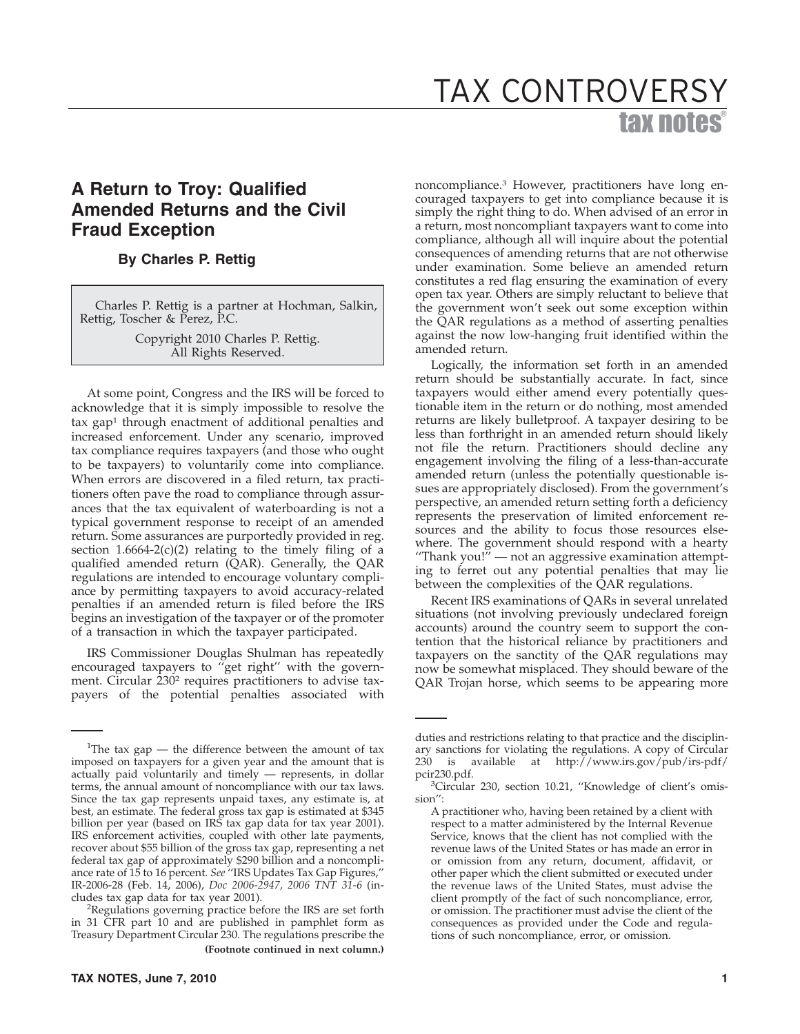# A Return to Troy: Qualified Amended Returns and the Civil Fraud Exception

**By Charles P. Rettig**

Charles P. Rettig is a partner at Hochman, Salkin, Rettig, Toscher & Perez, P.C.

Copyright 2010 Charles P. Rettig.
All Rights Reserved.

At some point, Congress and the IRS will be forced to acknowledge that it is simply impossible to resolve the tax gap[1] through enactment of additional penalties and increased enforcement. Under any scenario, improved tax compliance requires taxpayers (and those who ought to be taxpayers) to voluntarily come into compliance. When errors are discovered in a filed return, tax practitioners often pave the road to compliance through assurances that the tax equivalent of waterboarding is not a typical government response to receipt of an amended return. Some assurances are purportedly provided in reg. section 1.6664-2(c)(2) relating to the timely filing of a qualified amended return (QAR). Generally, the QAR regulations are intended to encourage voluntary compliance by permitting taxpayers to avoid accuracy-related penalties if an amended return is filed before the IRS begins an investigation of the taxpayer or of the promoter of a transaction in which the taxpayer participated.

IRS Commissioner Douglas Shulman has repeatedly encouraged taxpayers to ''get right'' with the government. Circular 230[2] requires practitioners to advise taxpayers of the potential penalties associated with noncompliance.[3] However, practitioners have long encouraged taxpayers to get into compliance because it is simply the right thing to do. When advised of an error in a return, most noncompliant taxpayers want to come into compliance, although all will inquire about the potential consequences of amending returns that are not otherwise under examination. Some believe an amended return constitutes a red flag ensuring the examination of every open tax year. Others are simply reluctant to believe that the government won't seek out some exception within the QAR regulations as a method of asserting penalties against the now low-hanging fruit identified within the amended return.

Logically, the information set forth in an amended return should be substantially accurate. In fact, since taxpayers would either amend every potentially questionable item in the return or do nothing, most amended returns are likely bulletproof. A taxpayer desiring to be less than forthright in an amended return should likely not file the return. Practitioners should decline any engagement involving the filing of a less-than-accurate amended return (unless the potentially questionable issues are appropriately disclosed). From the government's perspective, an amended return setting forth a deficiency represents the preservation of limited enforcement resources and the ability to focus those resources elsewhere. The government should respond with a hearty ''Thank you!'' — not an aggressive examination attempting to ferret out any potential penalties that may lie between the complexities of the QAR regulations.

Recent IRS examinations of QARs in several unrelated situations (not involving previously undeclared foreign accounts) around the country seem to support the contention that the historical reliance by practitioners and taxpayers on the sanctity of the QAR regulations may now be somewhat misplaced. They should beware of the QAR Trojan horse, which seems to be appearing more

---

[1] The tax gap — the difference between the amount of tax imposed on taxpayers for a given year and the amount that is actually paid voluntarily and timely — represents, in dollar terms, the annual amount of noncompliance with our tax laws. Since the tax gap represents unpaid taxes, any estimate is, at best, an estimate. The federal gross tax gap is estimated at $345 billion per year (based on IRS tax gap data for tax year 2001). IRS enforcement activities, coupled with other late payments, recover about $55 billion of the gross tax gap, representing a net federal tax gap of approximately $290 billion and a noncompliance rate of 15 to 16 percent. *See* ''IRS Updates Tax Gap Figures,'' IR-2006-28 (Feb. 14, 2006), *Doc 2006-2947, 2006 TNT 31-6* (includes tax gap data for tax year 2001).

[2] Regulations governing practice before the IRS are set forth in 31 CFR part 10 and are published in pamphlet form as Treasury Department Circular 230. The regulations prescribe the duties and restrictions relating to that practice and the disciplinary sanctions for violating the regulations. A copy of Circular 230 is available at http://www.irs.gov/pub/irs-pdf/pcir230.pdf.

[3] Circular 230, section 10.21, ''Knowledge of client's omission'':

> A practitioner who, having been retained by a client with respect to a matter administered by the Internal Revenue Service, knows that the client has not complied with the revenue laws of the United States or has made an error in or omission from any return, document, affidavit, or other paper which the client submitted or executed under the revenue laws of the United States, must advise the client promptly of the fact of such noncompliance, error, or omission. The practitioner must advise the client of the consequences as provided under the Code and regulations of such noncompliance, error, or omission.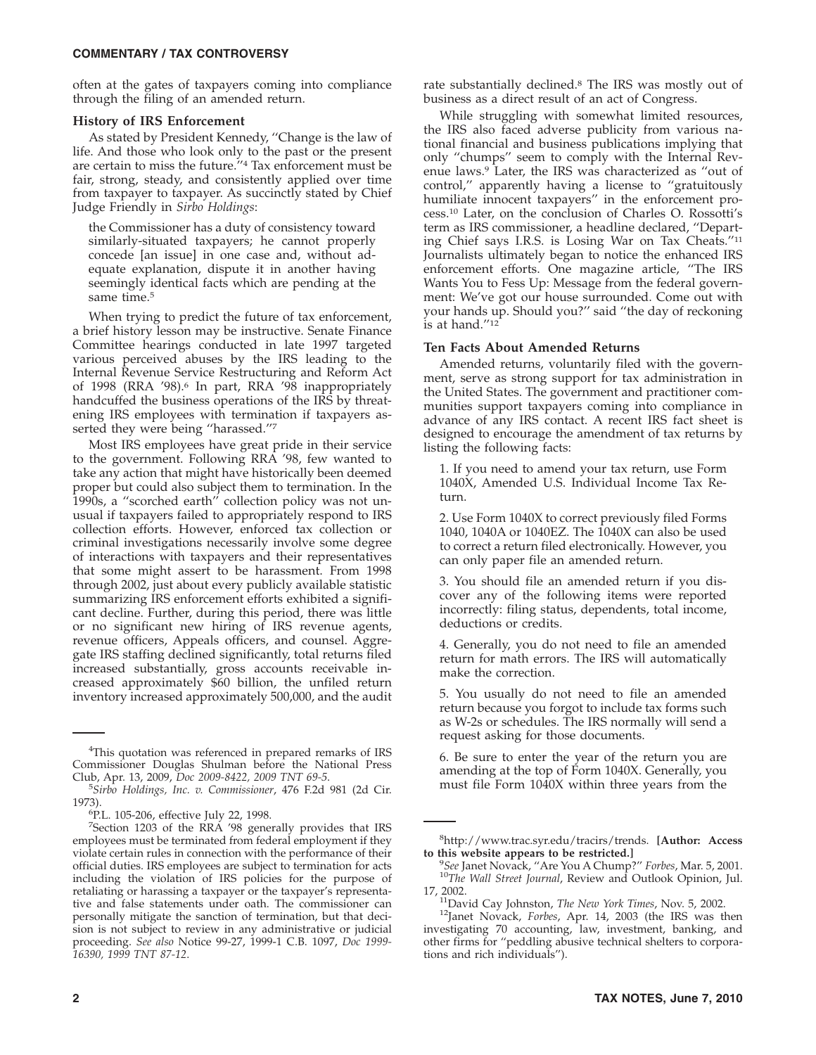often at the gates of taxpayers coming into compliance through the filing of an amended return.

### History of IRS Enforcement

As stated by President Kennedy, "Change is the law of life. And those who look only to the past or the present are certain to miss the future."[4] Tax enforcement must be fair, strong, steady, and consistently applied over time from taxpayer to taxpayer. As succinctly stated by Chief Judge Friendly in *Sirbo Holdings*:

> the Commissioner has a duty of consistency toward similarly-situated taxpayers; he cannot properly concede [an issue] in one case and, without adequate explanation, dispute it in another having seemingly identical facts which are pending at the same time.[5]

When trying to predict the future of tax enforcement, a brief history lesson may be instructive. Senate Finance Committee hearings conducted in late 1997 targeted various perceived abuses by the IRS leading to the Internal Revenue Service Restructuring and Reform Act of 1998 (RRA '98).[6] In part, RRA '98 inappropriately handcuffed the business operations of the IRS by threatening IRS employees with termination if taxpayers asserted they were being "harassed."[7]

Most IRS employees have great pride in their service to the government. Following RRA '98, few wanted to take any action that might have historically been deemed proper but could also subject them to termination. In the 1990s, a "scorched earth" collection policy was not unusual if taxpayers failed to appropriately respond to IRS collection efforts. However, enforced tax collection or criminal investigations necessarily involve some degree of interactions with taxpayers and their representatives that some might assert to be harassment. From 1998 through 2002, just about every publicly available statistic summarizing IRS enforcement efforts exhibited a significant decline. Further, during this period, there was little or no significant new hiring of IRS revenue agents, revenue officers, Appeals officers, and counsel. Aggregate IRS staffing declined significantly, total returns filed increased substantially, gross accounts receivable increased approximately $60 billion, the unfiled return inventory increased approximately 500,000, and the audit rate substantially declined.[8] The IRS was mostly out of business as a direct result of an act of Congress.

While struggling with somewhat limited resources, the IRS also faced adverse publicity from various national financial and business publications implying that only "chumps" seem to comply with the Internal Revenue laws.[9] Later, the IRS was characterized as "out of control," apparently having a license to "gratuitously humiliate innocent taxpayers" in the enforcement process.[10] Later, on the conclusion of Charles O. Rossotti's term as IRS commissioner, a headline declared, "Departing Chief says I.R.S. is Losing War on Tax Cheats."[11] Journalists ultimately began to notice the enhanced IRS enforcement efforts. One magazine article, "The IRS Wants You to Fess Up: Message from the federal government: We've got our house surrounded. Come out with your hands up. Should you?" said "the day of reckoning is at hand."[12]

### Ten Facts About Amended Returns

Amended returns, voluntarily filed with the government, serve as strong support for tax administration in the United States. The government and practitioner communities support taxpayers coming into compliance in advance of any IRS contact. A recent IRS fact sheet is designed to encourage the amendment of tax returns by listing the following facts:

> 1. If you need to amend your tax return, use Form 1040X, Amended U.S. Individual Income Tax Return.
>
> 2. Use Form 1040X to correct previously filed Forms 1040, 1040A or 1040EZ. The 1040X can also be used to correct a return filed electronically. However, you can only paper file an amended return.
>
> 3. You should file an amended return if you discover any of the following items were reported incorrectly: filing status, dependents, total income, deductions or credits.
>
> 4. Generally, you do not need to file an amended return for math errors. The IRS will automatically make the correction.
>
> 5. You usually do not need to file an amended return because you forgot to include tax forms such as W-2s or schedules. The IRS normally will send a request asking for those documents.
>
> 6. Be sure to enter the year of the return you are amending at the top of Form 1040X. Generally, you must file Form 1040X within three years from the

---

[4]This quotation was referenced in prepared remarks of IRS Commissioner Douglas Shulman before the National Press Club, Apr. 13, 2009, *Doc 2009-8422, 2009 TNT 69-5*.

[5]*Sirbo Holdings, Inc. v. Commissioner*, 476 F.2d 981 (2d Cir. 1973).

[6]P.L. 105-206, effective July 22, 1998.

[7]Section 1203 of the RRA '98 generally provides that IRS employees must be terminated from federal employment if they violate certain rules in connection with the performance of their official duties. IRS employees are subject to termination for acts including the violation of IRS policies for the purpose of retaliating or harassing a taxpayer or the taxpayer's representative and false statements under oath. The commissioner can personally mitigate the sanction of termination, but that decision is not subject to review in any administrative or judicial proceeding. *See also* Notice 99-27, 1999-1 C.B. 1097, *Doc 1999-16390, 1999 TNT 87-12*.

[8]http://www.trac.syr.edu/tracirs/trends. **[Author: Access to this website appears to be restricted.]**

[9]*See* Janet Novack, "Are You A Chump?" *Forbes*, Mar. 5, 2001.

[10]*The Wall Street Journal*, Review and Outlook Opinion, Jul. 17, 2002.

[11]David Cay Johnston, *The New York Times*, Nov. 5, 2002.

[12]Janet Novack, *Forbes*, Apr. 14, 2003 (the IRS was then investigating 70 accounting, law, investment, banking, and other firms for "peddling abusive technical shelters to corporations and rich individuals").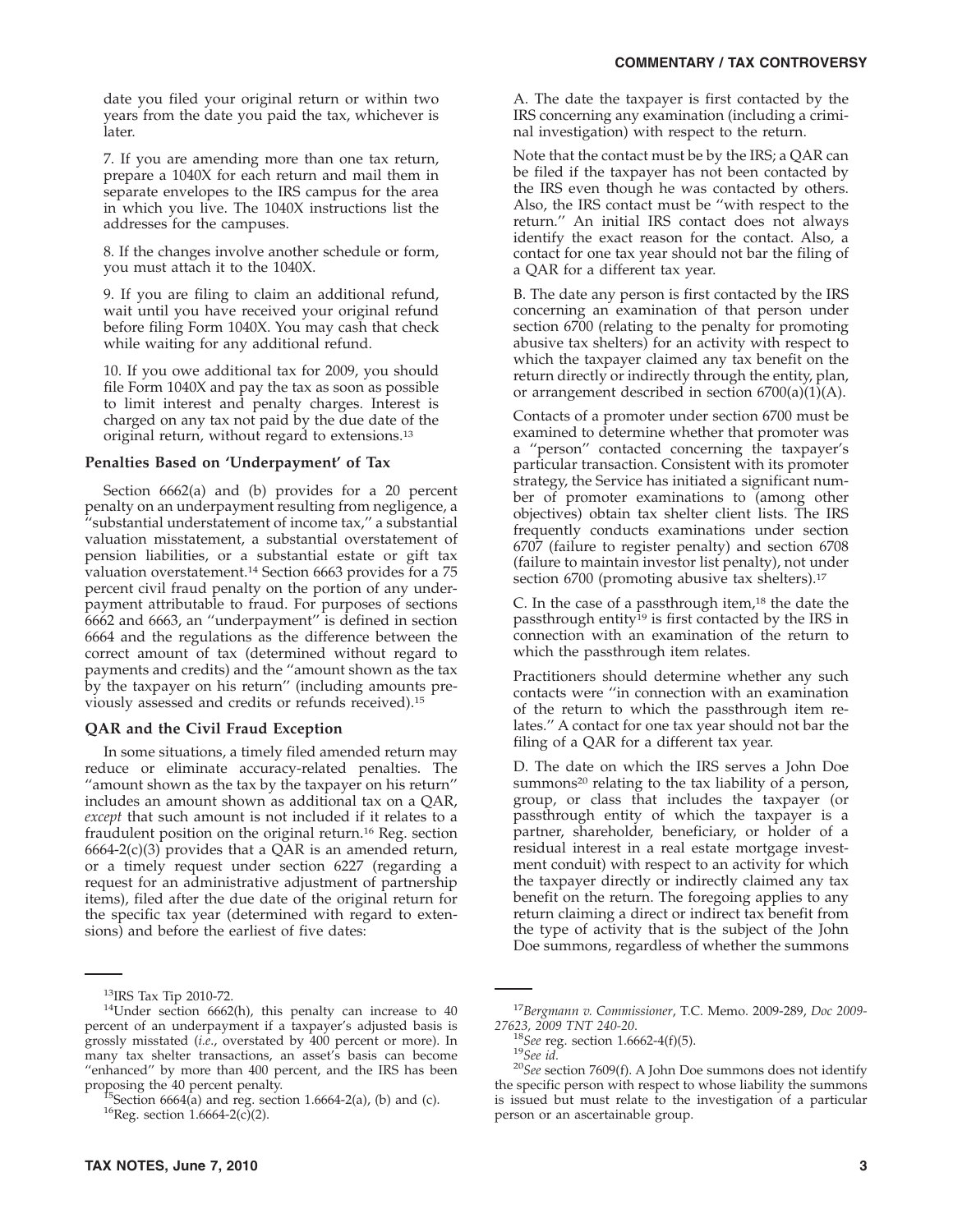date you filed your original return or within two years from the date you paid the tax, whichever is later.

7. If you are amending more than one tax return, prepare a 1040X for each return and mail them in separate envelopes to the IRS campus for the area in which you live. The 1040X instructions list the addresses for the campuses.

8. If the changes involve another schedule or form, you must attach it to the 1040X.

9. If you are filing to claim an additional refund, wait until you have received your original refund before filing Form 1040X. You may cash that check while waiting for any additional refund.

10. If you owe additional tax for 2009, you should file Form 1040X and pay the tax as soon as possible to limit interest and penalty charges. Interest is charged on any tax not paid by the due date of the original return, without regard to extensions.[13]

### Penalties Based on 'Underpayment' of Tax

Section 6662(a) and (b) provides for a 20 percent penalty on an underpayment resulting from negligence, a ''substantial understatement of income tax,'' a substantial valuation misstatement, a substantial overstatement of pension liabilities, or a substantial estate or gift tax valuation overstatement.[14] Section 6663 provides for a 75 percent civil fraud penalty on the portion of any underpayment attributable to fraud. For purposes of sections 6662 and 6663, an ''underpayment'' is defined in section 6664 and the regulations as the difference between the correct amount of tax (determined without regard to payments and credits) and the ''amount shown as the tax by the taxpayer on his return'' (including amounts previously assessed and credits or refunds received).[15]

### QAR and the Civil Fraud Exception

In some situations, a timely filed amended return may reduce or eliminate accuracy-related penalties. The ''amount shown as the tax by the taxpayer on his return'' includes an amount shown as additional tax on a QAR, *except* that such amount is not included if it relates to a fraudulent position on the original return.[16] Reg. section 6664-2(c)(3) provides that a QAR is an amended return, or a timely request under section 6227 (regarding a request for an administrative adjustment of partnership items), filed after the due date of the original return for the specific tax year (determined with regard to extensions) and before the earliest of five dates:

A. The date the taxpayer is first contacted by the IRS concerning any examination (including a criminal investigation) with respect to the return.

Note that the contact must be by the IRS; a QAR can be filed if the taxpayer has not been contacted by the IRS even though he was contacted by others. Also, the IRS contact must be ''with respect to the return.'' An initial IRS contact does not always identify the exact reason for the contact. Also, a contact for one tax year should not bar the filing of a QAR for a different tax year.

B. The date any person is first contacted by the IRS concerning an examination of that person under section 6700 (relating to the penalty for promoting abusive tax shelters) for an activity with respect to which the taxpayer claimed any tax benefit on the return directly or indirectly through the entity, plan, or arrangement described in section 6700(a)(1)(A).

Contacts of a promoter under section 6700 must be examined to determine whether that promoter was a ''person'' contacted concerning the taxpayer's particular transaction. Consistent with its promoter strategy, the Service has initiated a significant number of promoter examinations to (among other objectives) obtain tax shelter client lists. The IRS frequently conducts examinations under section 6707 (failure to register penalty) and section 6708 (failure to maintain investor list penalty), not under section 6700 (promoting abusive tax shelters).[17]

C. In the case of a passthrough item,[18] the date the passthrough entity[19] is first contacted by the IRS in connection with an examination of the return to which the passthrough item relates.

Practitioners should determine whether any such contacts were ''in connection with an examination of the return to which the passthrough item relates.'' A contact for one tax year should not bar the filing of a QAR for a different tax year.

D. The date on which the IRS serves a John Doe summons[20] relating to the tax liability of a person, group, or class that includes the taxpayer (or passthrough entity of which the taxpayer is a partner, shareholder, beneficiary, or holder of a residual interest in a real estate mortgage investment conduit) with respect to an activity for which the taxpayer directly or indirectly claimed any tax benefit on the return. The foregoing applies to any return claiming a direct or indirect tax benefit from the type of activity that is the subject of the John Doe summons, regardless of whether the summons

---

[13] IRS Tax Tip 2010-72.

[14] Under section 6662(h), this penalty can increase to 40 percent of an underpayment if a taxpayer's adjusted basis is grossly misstated (*i.e.*, overstated by 400 percent or more). In many tax shelter transactions, an asset's basis can become ''enhanced'' by more than 400 percent, and the IRS has been proposing the 40 percent penalty.

[15] Section 6664(a) and reg. section 1.6664-2(a), (b) and (c).

[16] Reg. section 1.6664-2(c)(2).

[17] *Bergmann v. Commissioner*, T.C. Memo. 2009-289, *Doc 2009-27623, 2009 TNT 240-20*.

[18] *See* reg. section 1.6662-4(f)(5).

[19] *See id.*

[20] *See* section 7609(f). A John Doe summons does not identify the specific person with respect to whose liability the summons is issued but must relate to the investigation of a particular person or an ascertainable group.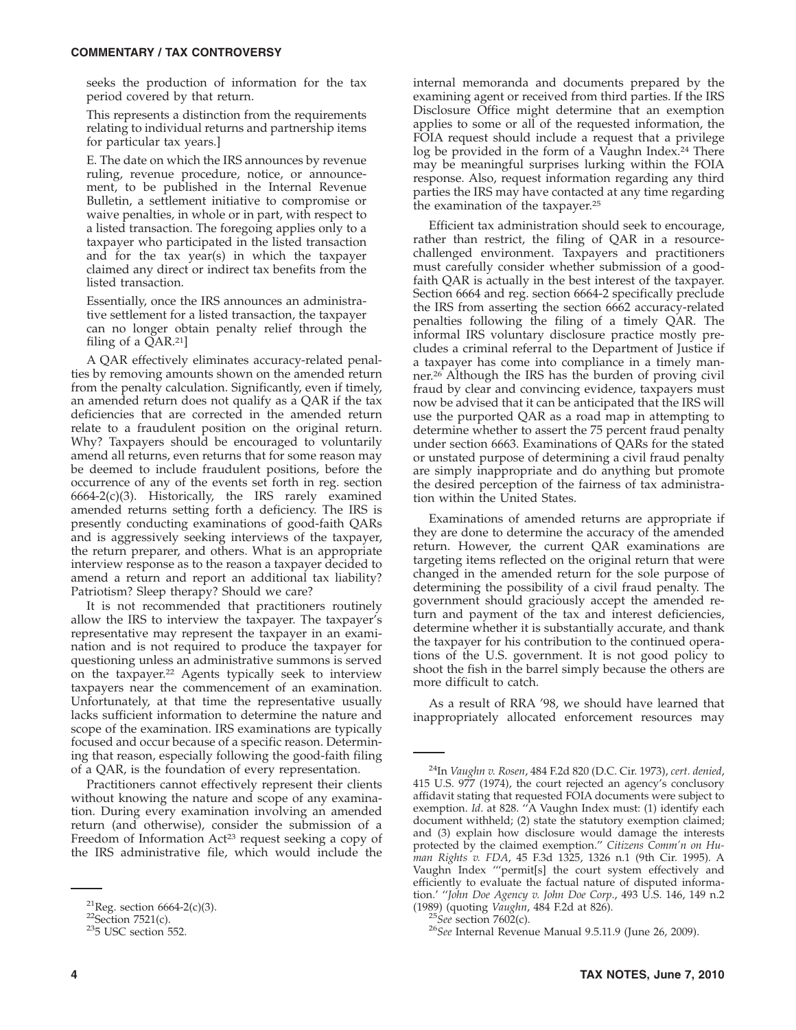seeks the production of information for the tax period covered by that return.

This represents a distinction from the requirements relating to individual returns and partnership items for particular tax years.]

E. The date on which the IRS announces by revenue ruling, revenue procedure, notice, or announcement, to be published in the Internal Revenue Bulletin, a settlement initiative to compromise or waive penalties, in whole or in part, with respect to a listed transaction. The foregoing applies only to a taxpayer who participated in the listed transaction and for the tax year(s) in which the taxpayer claimed any direct or indirect tax benefits from the listed transaction.

Essentially, once the IRS announces an administrative settlement for a listed transaction, the taxpayer can no longer obtain penalty relief through the filing of a QAR.[21]]

A QAR effectively eliminates accuracy-related penalties by removing amounts shown on the amended return from the penalty calculation. Significantly, even if timely, an amended return does not qualify as a QAR if the tax deficiencies that are corrected in the amended return relate to a fraudulent position on the original return. Why? Taxpayers should be encouraged to voluntarily amend all returns, even returns that for some reason may be deemed to include fraudulent positions, before the occurrence of any of the events set forth in reg. section 6664-2(c)(3). Historically, the IRS rarely examined amended returns setting forth a deficiency. The IRS is presently conducting examinations of good-faith QARs and is aggressively seeking interviews of the taxpayer, the return preparer, and others. What is an appropriate interview response as to the reason a taxpayer decided to amend a return and report an additional tax liability? Patriotism? Sleep therapy? Should we care?

It is not recommended that practitioners routinely allow the IRS to interview the taxpayer. The taxpayer's representative may represent the taxpayer in an examination and is not required to produce the taxpayer for questioning unless an administrative summons is served on the taxpayer.[22] Agents typically seek to interview taxpayers near the commencement of an examination. Unfortunately, at that time the representative usually lacks sufficient information to determine the nature and scope of the examination. IRS examinations are typically focused and occur because of a specific reason. Determining that reason, especially following the good-faith filing of a QAR, is the foundation of every representation.

Practitioners cannot effectively represent their clients without knowing the nature and scope of any examination. During every examination involving an amended return (and otherwise), consider the submission of a Freedom of Information Act[23] request seeking a copy of the IRS administrative file, which would include the internal memoranda and documents prepared by the examining agent or received from third parties. If the IRS Disclosure Office might determine that an exemption applies to some or all of the requested information, the FOIA request should include a request that a privilege log be provided in the form of a Vaughn Index.[24] There may be meaningful surprises lurking within the FOIA response. Also, request information regarding any third parties the IRS may have contacted at any time regarding the examination of the taxpayer.[25]

Efficient tax administration should seek to encourage, rather than restrict, the filing of QAR in a resource-challenged environment. Taxpayers and practitioners must carefully consider whether submission of a good-faith QAR is actually in the best interest of the taxpayer. Section 6664 and reg. section 6664-2 specifically preclude the IRS from asserting the section 6662 accuracy-related penalties following the filing of a timely QAR. The informal IRS voluntary disclosure practice mostly precludes a criminal referral to the Department of Justice if a taxpayer has come into compliance in a timely manner.[26] Although the IRS has the burden of proving civil fraud by clear and convincing evidence, taxpayers must now be advised that it can be anticipated that the IRS will use the purported QAR as a road map in attempting to determine whether to assert the 75 percent fraud penalty under section 6663. Examinations of QARs for the stated or unstated purpose of determining a civil fraud penalty are simply inappropriate and do anything but promote the desired perception of the fairness of tax administration within the United States.

Examinations of amended returns are appropriate if they are done to determine the accuracy of the amended return. However, the current QAR examinations are targeting items reflected on the original return that were changed in the amended return for the sole purpose of determining the possibility of a civil fraud penalty. The government should graciously accept the amended return and payment of the tax and interest deficiencies, determine whether it is substantially accurate, and thank the taxpayer for his contribution to the continued operations of the U.S. government. It is not good policy to shoot the fish in the barrel simply because the others are more difficult to catch.

As a result of RRA '98, we should have learned that inappropriately allocated enforcement resources may

---

[21]Reg. section 6664-2(c)(3).

[22]Section 7521(c).

[23]5 USC section 552.

[24]In *Vaughn v. Rosen*, 484 F.2d 820 (D.C. Cir. 1973), *cert. denied*, 415 U.S. 977 (1974), the court rejected an agency's conclusory affidavit stating that requested FOIA documents were subject to exemption. *Id.* at 828. "A Vaughn Index must: (1) identify each document withheld; (2) state the statutory exemption claimed; and (3) explain how disclosure would damage the interests protected by the claimed exemption." *Citizens Comm'n on Human Rights v. FDA*, 45 F.3d 1325, 1326 n.1 (9th Cir. 1995). A Vaughn Index '"permit[s] the court system effectively and efficiently to evaluate the factual nature of disputed information.' "*John Doe Agency v. John Doe Corp.*, 493 U.S. 146, 149 n.2 (1989) (quoting *Vaughn*, 484 F.2d at 826).

[25]*See* section 7602(c).

[26]*See* Internal Revenue Manual 9.5.11.9 (June 26, 2009).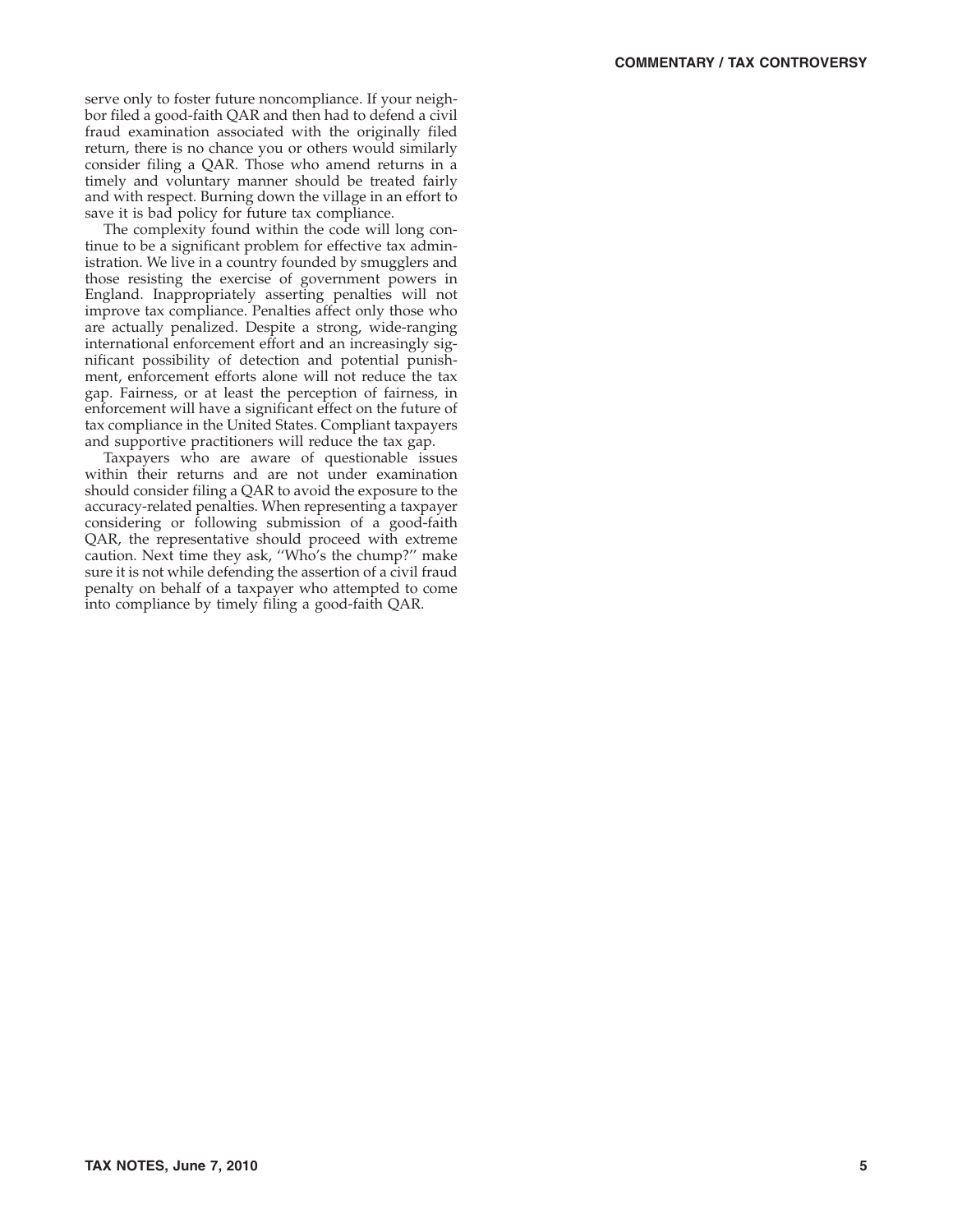serve only to foster future noncompliance. If your neighbor filed a good-faith QAR and then had to defend a civil fraud examination associated with the originally filed return, there is no chance you or others would similarly consider filing a QAR. Those who amend returns in a timely and voluntary manner should be treated fairly and with respect. Burning down the village in an effort to save it is bad policy for future tax compliance.

The complexity found within the code will long continue to be a significant problem for effective tax administration. We live in a country founded by smugglers and those resisting the exercise of government powers in England. Inappropriately asserting penalties will not improve tax compliance. Penalties affect only those who are actually penalized. Despite a strong, wide-ranging international enforcement effort and an increasingly significant possibility of detection and potential punishment, enforcement efforts alone will not reduce the tax gap. Fairness, or at least the perception of fairness, in enforcement will have a significant effect on the future of tax compliance in the United States. Compliant taxpayers and supportive practitioners will reduce the tax gap.

Taxpayers who are aware of questionable issues within their returns and are not under examination should consider filing a QAR to avoid the exposure to the accuracy-related penalties. When representing a taxpayer considering or following submission of a good-faith QAR, the representative should proceed with extreme caution. Next time they ask, ''Who's the chump?'' make sure it is not while defending the assertion of a civil fraud penalty on behalf of a taxpayer who attempted to come into compliance by timely filing a good-faith QAR.